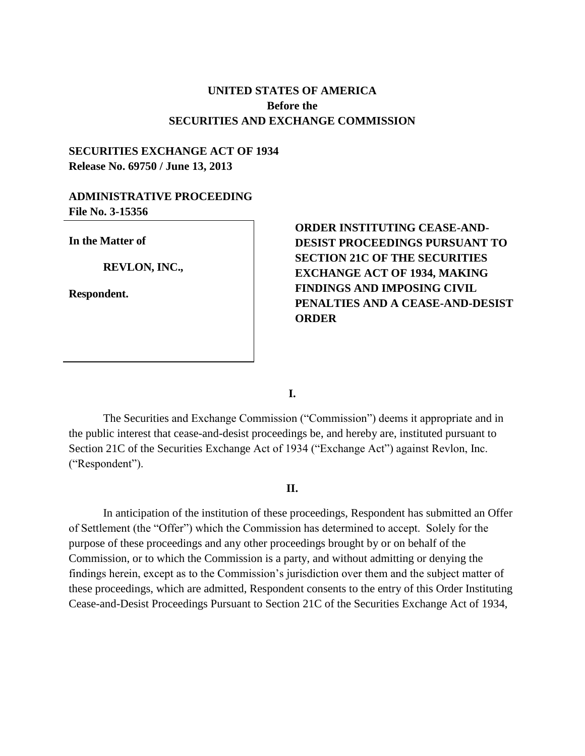**UNITED STATES OF AMERICA**
**Before the**
**SECURITIES AND EXCHANGE COMMISSION**

**SECURITIES EXCHANGE ACT OF 1934**
**Release No. 69750 / June 13, 2013**

**ADMINISTRATIVE PROCEEDING**
**File No. 3-15356**

**In the Matter of**

**REVLON, INC.,**

**Respondent.**

**ORDER INSTITUTING CEASE-AND-DESIST PROCEEDINGS PURSUANT TO SECTION 21C OF THE SECURITIES EXCHANGE ACT OF 1934, MAKING FINDINGS AND IMPOSING CIVIL PENALTIES AND A CEASE-AND-DESIST ORDER**

**I.**

The Securities and Exchange Commission ("Commission") deems it appropriate and in the public interest that cease-and-desist proceedings be, and hereby are, instituted pursuant to Section 21C of the Securities Exchange Act of 1934 ("Exchange Act") against Revlon, Inc. ("Respondent").

**II.**

In anticipation of the institution of these proceedings, Respondent has submitted an Offer of Settlement (the "Offer") which the Commission has determined to accept. Solely for the purpose of these proceedings and any other proceedings brought by or on behalf of the Commission, or to which the Commission is a party, and without admitting or denying the findings herein, except as to the Commission's jurisdiction over them and the subject matter of these proceedings, which are admitted, Respondent consents to the entry of this Order Instituting Cease-and-Desist Proceedings Pursuant to Section 21C of the Securities Exchange Act of 1934,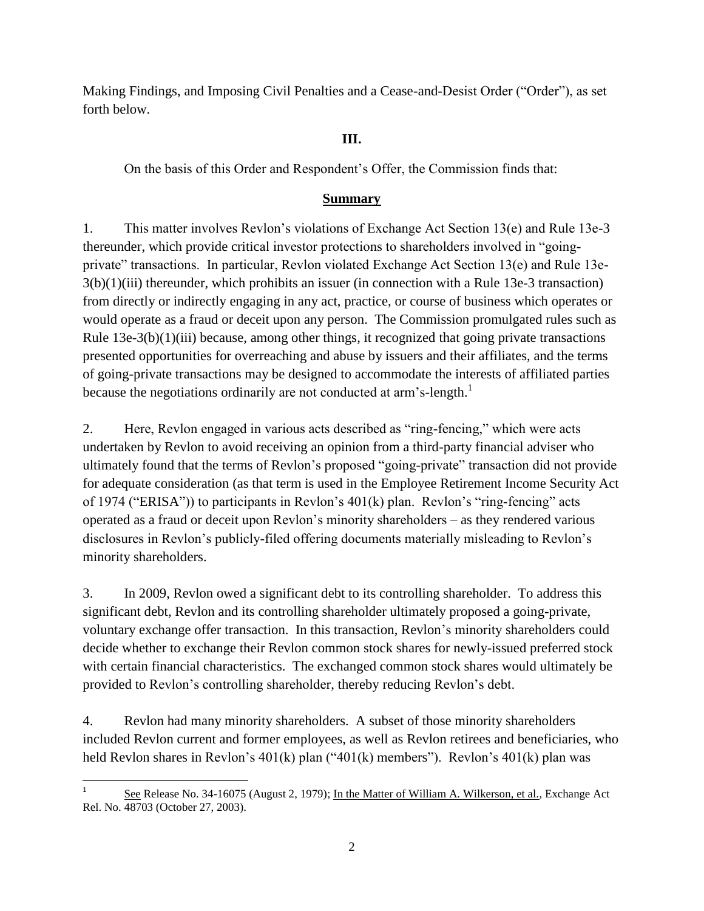Making Findings, and Imposing Civil Penalties and a Cease-and-Desist Order ("Order"), as set forth below.

**III.**

On the basis of this Order and Respondent's Offer, the Commission finds that:

**Summary**

1. This matter involves Revlon's violations of Exchange Act Section 13(e) and Rule 13e-3 thereunder, which provide critical investor protections to shareholders involved in "going-private" transactions. In particular, Revlon violated Exchange Act Section 13(e) and Rule 13e-3(b)(1)(iii) thereunder, which prohibits an issuer (in connection with a Rule 13e-3 transaction) from directly or indirectly engaging in any act, practice, or course of business which operates or would operate as a fraud or deceit upon any person. The Commission promulgated rules such as Rule 13e-3(b)(1)(iii) because, among other things, it recognized that going private transactions presented opportunities for overreaching and abuse by issuers and their affiliates, and the terms of going-private transactions may be designed to accommodate the interests of affiliated parties because the negotiations ordinarily are not conducted at arm's-length.[1]

2. Here, Revlon engaged in various acts described as "ring-fencing," which were acts undertaken by Revlon to avoid receiving an opinion from a third-party financial adviser who ultimately found that the terms of Revlon's proposed "going-private" transaction did not provide for adequate consideration (as that term is used in the Employee Retirement Income Security Act of 1974 ("ERISA")) to participants in Revlon's 401(k) plan. Revlon's "ring-fencing" acts operated as a fraud or deceit upon Revlon's minority shareholders – as they rendered various disclosures in Revlon's publicly-filed offering documents materially misleading to Revlon's minority shareholders.

3. In 2009, Revlon owed a significant debt to its controlling shareholder. To address this significant debt, Revlon and its controlling shareholder ultimately proposed a going-private, voluntary exchange offer transaction. In this transaction, Revlon's minority shareholders could decide whether to exchange their Revlon common stock shares for newly-issued preferred stock with certain financial characteristics. The exchanged common stock shares would ultimately be provided to Revlon's controlling shareholder, thereby reducing Revlon's debt.

4. Revlon had many minority shareholders. A subset of those minority shareholders included Revlon current and former employees, as well as Revlon retirees and beneficiaries, who held Revlon shares in Revlon's 401(k) plan ("401(k) members"). Revlon's 401(k) plan was

---

[1] See Release No. 34-16075 (August 2, 1979); In the Matter of William A. Wilkerson, et al., Exchange Act Rel. No. 48703 (October 27, 2003).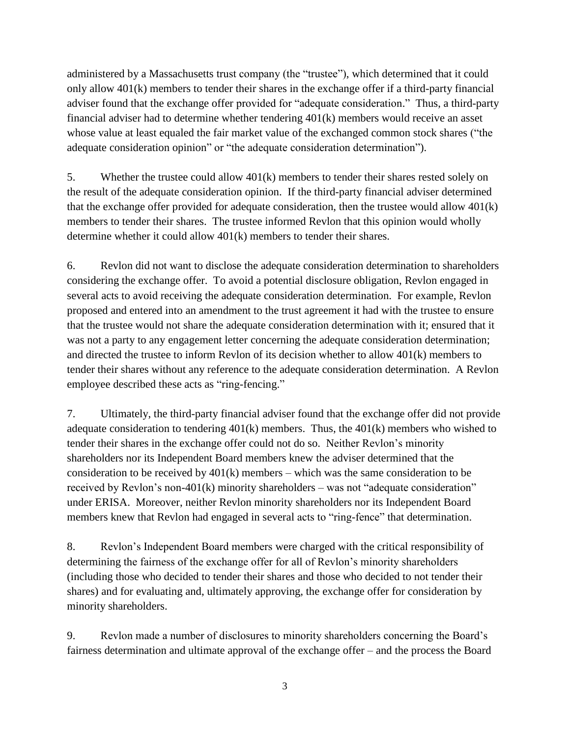administered by a Massachusetts trust company (the "trustee"), which determined that it could only allow 401(k) members to tender their shares in the exchange offer if a third-party financial adviser found that the exchange offer provided for "adequate consideration." Thus, a third-party financial adviser had to determine whether tendering 401(k) members would receive an asset whose value at least equaled the fair market value of the exchanged common stock shares ("the adequate consideration opinion" or "the adequate consideration determination").

5. Whether the trustee could allow 401(k) members to tender their shares rested solely on the result of the adequate consideration opinion. If the third-party financial adviser determined that the exchange offer provided for adequate consideration, then the trustee would allow 401(k) members to tender their shares. The trustee informed Revlon that this opinion would wholly determine whether it could allow 401(k) members to tender their shares.

6. Revlon did not want to disclose the adequate consideration determination to shareholders considering the exchange offer. To avoid a potential disclosure obligation, Revlon engaged in several acts to avoid receiving the adequate consideration determination. For example, Revlon proposed and entered into an amendment to the trust agreement it had with the trustee to ensure that the trustee would not share the adequate consideration determination with it; ensured that it was not a party to any engagement letter concerning the adequate consideration determination; and directed the trustee to inform Revlon of its decision whether to allow 401(k) members to tender their shares without any reference to the adequate consideration determination. A Revlon employee described these acts as "ring-fencing."

7. Ultimately, the third-party financial adviser found that the exchange offer did not provide adequate consideration to tendering 401(k) members. Thus, the 401(k) members who wished to tender their shares in the exchange offer could not do so. Neither Revlon's minority shareholders nor its Independent Board members knew the adviser determined that the consideration to be received by 401(k) members – which was the same consideration to be received by Revlon's non-401(k) minority shareholders – was not "adequate consideration" under ERISA. Moreover, neither Revlon minority shareholders nor its Independent Board members knew that Revlon had engaged in several acts to "ring-fence" that determination.

8. Revlon's Independent Board members were charged with the critical responsibility of determining the fairness of the exchange offer for all of Revlon's minority shareholders (including those who decided to tender their shares and those who decided to not tender their shares) and for evaluating and, ultimately approving, the exchange offer for consideration by minority shareholders.

9. Revlon made a number of disclosures to minority shareholders concerning the Board's fairness determination and ultimate approval of the exchange offer – and the process the Board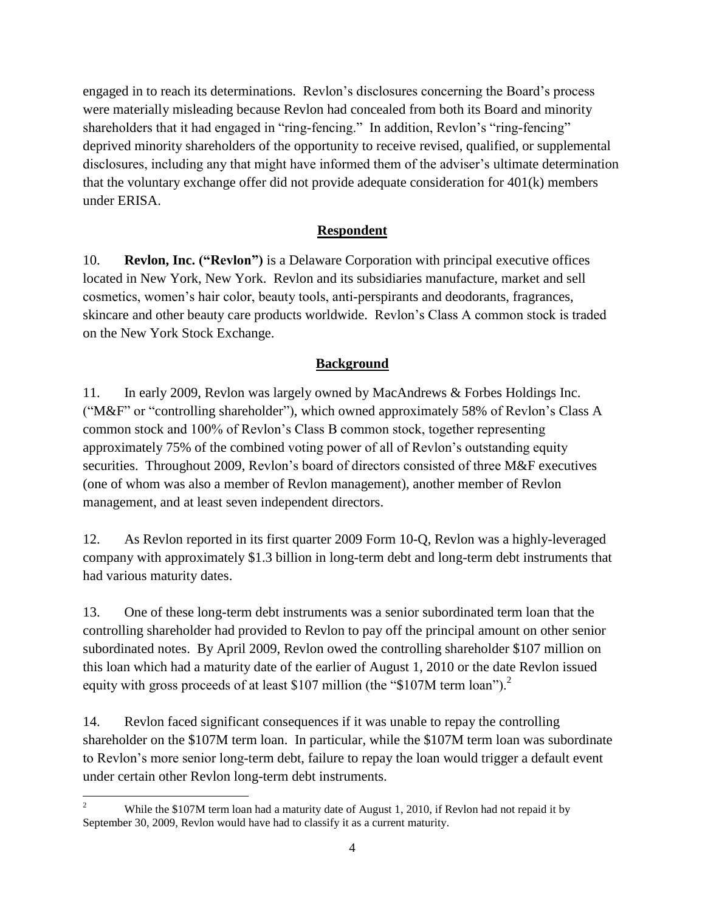engaged in to reach its determinations. Revlon's disclosures concerning the Board's process were materially misleading because Revlon had concealed from both its Board and minority shareholders that it had engaged in "ring-fencing." In addition, Revlon's "ring-fencing" deprived minority shareholders of the opportunity to receive revised, qualified, or supplemental disclosures, including any that might have informed them of the adviser's ultimate determination that the voluntary exchange offer did not provide adequate consideration for 401(k) members under ERISA.

## Respondent

10. **Revlon, Inc. ("Revlon")** is a Delaware Corporation with principal executive offices located in New York, New York. Revlon and its subsidiaries manufacture, market and sell cosmetics, women's hair color, beauty tools, anti-perspirants and deodorants, fragrances, skincare and other beauty care products worldwide. Revlon's Class A common stock is traded on the New York Stock Exchange.

## Background

11. In early 2009, Revlon was largely owned by MacAndrews & Forbes Holdings Inc. ("M&F" or "controlling shareholder"), which owned approximately 58% of Revlon's Class A common stock and 100% of Revlon's Class B common stock, together representing approximately 75% of the combined voting power of all of Revlon's outstanding equity securities. Throughout 2009, Revlon's board of directors consisted of three M&F executives (one of whom was also a member of Revlon management), another member of Revlon management, and at least seven independent directors.

12. As Revlon reported in its first quarter 2009 Form 10-Q, Revlon was a highly-leveraged company with approximately $1.3 billion in long-term debt and long-term debt instruments that had various maturity dates.

13. One of these long-term debt instruments was a senior subordinated term loan that the controlling shareholder had provided to Revlon to pay off the principal amount on other senior subordinated notes. By April 2009, Revlon owed the controlling shareholder $107 million on this loan which had a maturity date of the earlier of August 1, 2010 or the date Revlon issued equity with gross proceeds of at least $107 million (the "$107M term loan").[2]

14. Revlon faced significant consequences if it was unable to repay the controlling shareholder on the $107M term loan. In particular, while the $107M term loan was subordinate to Revlon's more senior long-term debt, failure to repay the loan would trigger a default event under certain other Revlon long-term debt instruments.

[2] While the $107M term loan had a maturity date of August 1, 2010, if Revlon had not repaid it by September 30, 2009, Revlon would have had to classify it as a current maturity.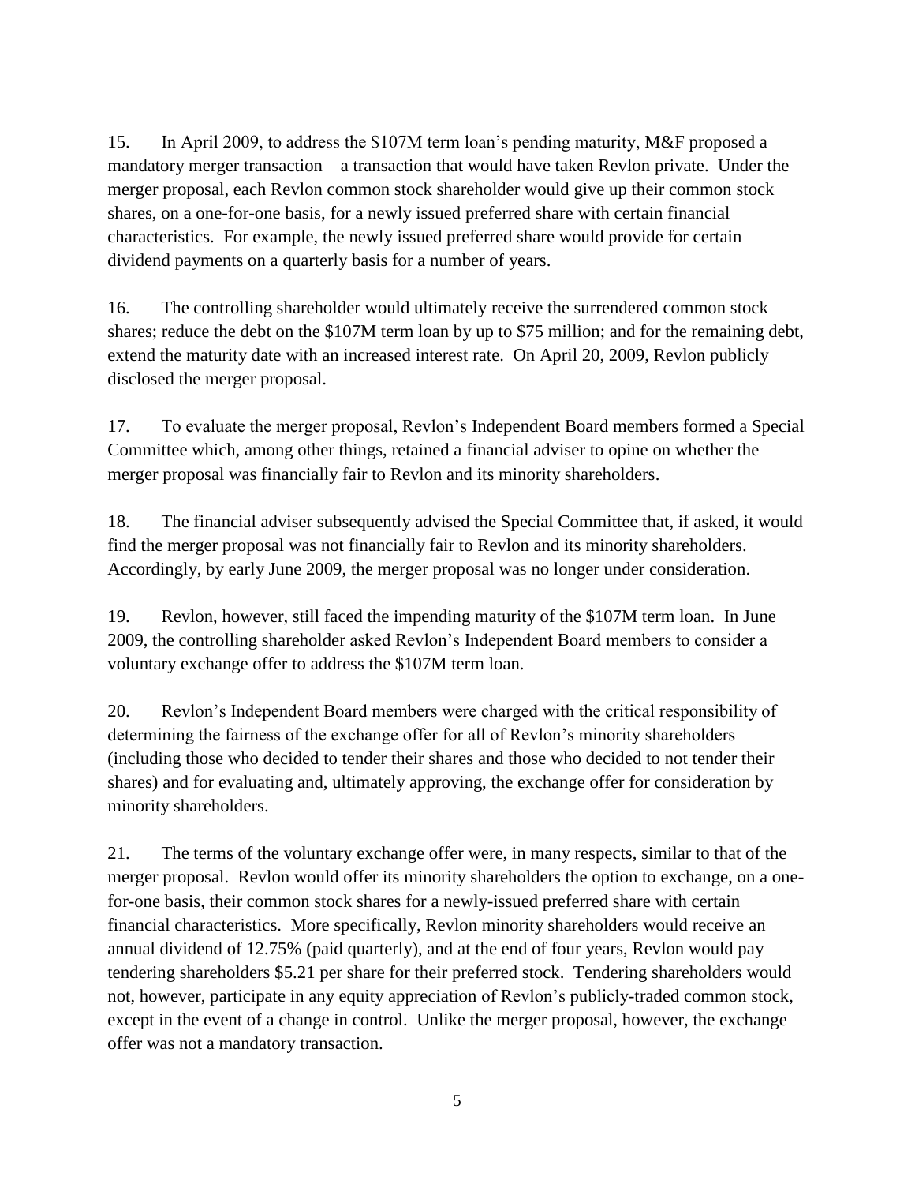15. In April 2009, to address the $107M term loan's pending maturity, M&F proposed a mandatory merger transaction – a transaction that would have taken Revlon private. Under the merger proposal, each Revlon common stock shareholder would give up their common stock shares, on a one-for-one basis, for a newly issued preferred share with certain financial characteristics. For example, the newly issued preferred share would provide for certain dividend payments on a quarterly basis for a number of years.

16. The controlling shareholder would ultimately receive the surrendered common stock shares; reduce the debt on the $107M term loan by up to $75 million; and for the remaining debt, extend the maturity date with an increased interest rate. On April 20, 2009, Revlon publicly disclosed the merger proposal.

17. To evaluate the merger proposal, Revlon's Independent Board members formed a Special Committee which, among other things, retained a financial adviser to opine on whether the merger proposal was financially fair to Revlon and its minority shareholders.

18. The financial adviser subsequently advised the Special Committee that, if asked, it would find the merger proposal was not financially fair to Revlon and its minority shareholders. Accordingly, by early June 2009, the merger proposal was no longer under consideration.

19. Revlon, however, still faced the impending maturity of the $107M term loan. In June 2009, the controlling shareholder asked Revlon's Independent Board members to consider a voluntary exchange offer to address the $107M term loan.

20. Revlon's Independent Board members were charged with the critical responsibility of determining the fairness of the exchange offer for all of Revlon's minority shareholders (including those who decided to tender their shares and those who decided to not tender their shares) and for evaluating and, ultimately approving, the exchange offer for consideration by minority shareholders.

21. The terms of the voluntary exchange offer were, in many respects, similar to that of the merger proposal. Revlon would offer its minority shareholders the option to exchange, on a one-for-one basis, their common stock shares for a newly-issued preferred share with certain financial characteristics. More specifically, Revlon minority shareholders would receive an annual dividend of 12.75% (paid quarterly), and at the end of four years, Revlon would pay tendering shareholders $5.21 per share for their preferred stock. Tendering shareholders would not, however, participate in any equity appreciation of Revlon's publicly-traded common stock, except in the event of a change in control. Unlike the merger proposal, however, the exchange offer was not a mandatory transaction.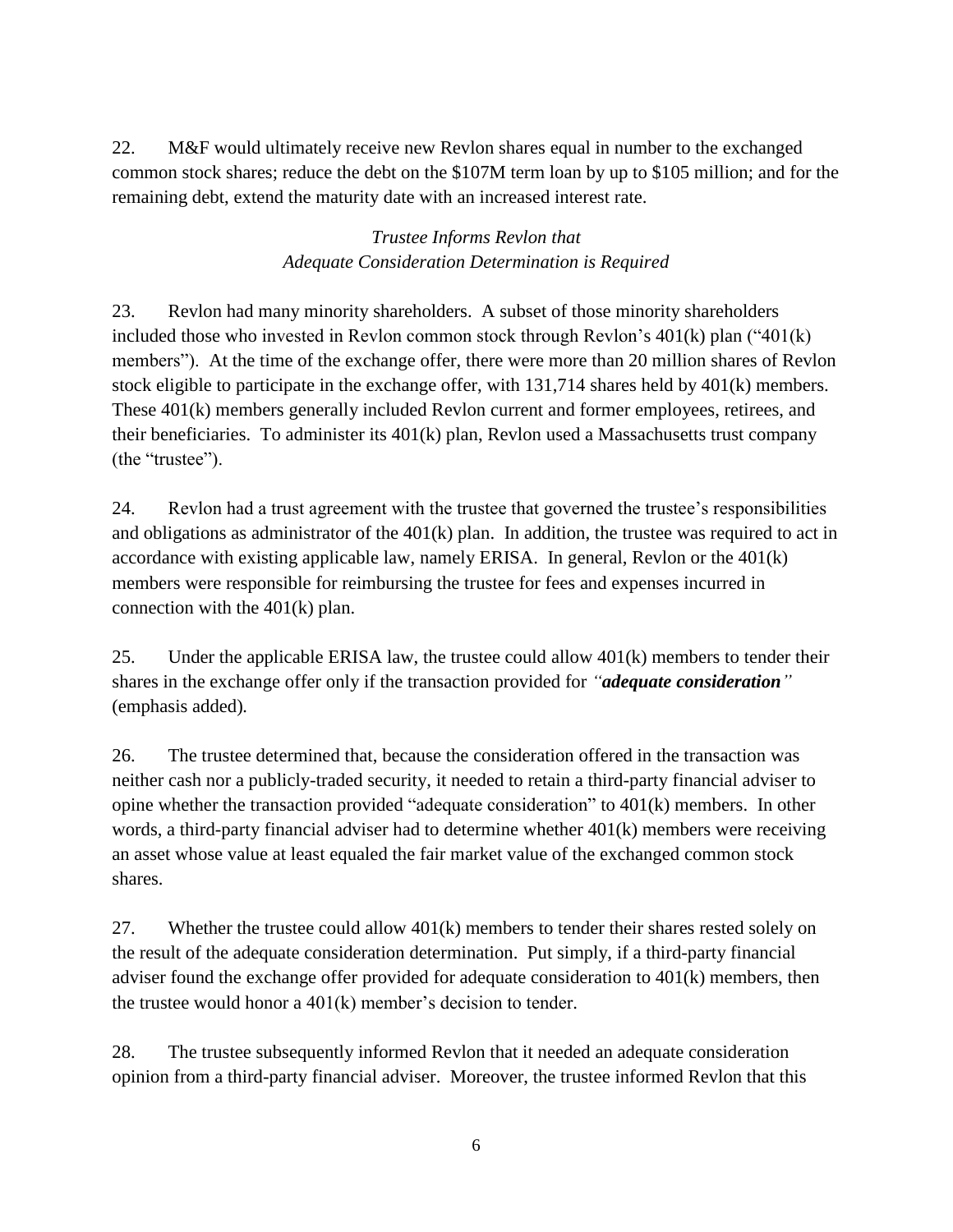22. M&F would ultimately receive new Revlon shares equal in number to the exchanged common stock shares; reduce the debt on the $107M term loan by up to $105 million; and for the remaining debt, extend the maturity date with an increased interest rate.

*Trustee Informs Revlon that Adequate Consideration Determination is Required*

23. Revlon had many minority shareholders. A subset of those minority shareholders included those who invested in Revlon common stock through Revlon's 401(k) plan ("401(k) members"). At the time of the exchange offer, there were more than 20 million shares of Revlon stock eligible to participate in the exchange offer, with 131,714 shares held by 401(k) members. These 401(k) members generally included Revlon current and former employees, retirees, and their beneficiaries. To administer its 401(k) plan, Revlon used a Massachusetts trust company (the "trustee").

24. Revlon had a trust agreement with the trustee that governed the trustee's responsibilities and obligations as administrator of the 401(k) plan. In addition, the trustee was required to act in accordance with existing applicable law, namely ERISA. In general, Revlon or the 401(k) members were responsible for reimbursing the trustee for fees and expenses incurred in connection with the 401(k) plan.

25. Under the applicable ERISA law, the trustee could allow 401(k) members to tender their shares in the exchange offer only if the transaction provided for *"**adequate consideration**"* (emphasis added).

26. The trustee determined that, because the consideration offered in the transaction was neither cash nor a publicly-traded security, it needed to retain a third-party financial adviser to opine whether the transaction provided "adequate consideration" to 401(k) members. In other words, a third-party financial adviser had to determine whether 401(k) members were receiving an asset whose value at least equaled the fair market value of the exchanged common stock shares.

27. Whether the trustee could allow 401(k) members to tender their shares rested solely on the result of the adequate consideration determination. Put simply, if a third-party financial adviser found the exchange offer provided for adequate consideration to 401(k) members, then the trustee would honor a 401(k) member's decision to tender.

28. The trustee subsequently informed Revlon that it needed an adequate consideration opinion from a third-party financial adviser. Moreover, the trustee informed Revlon that this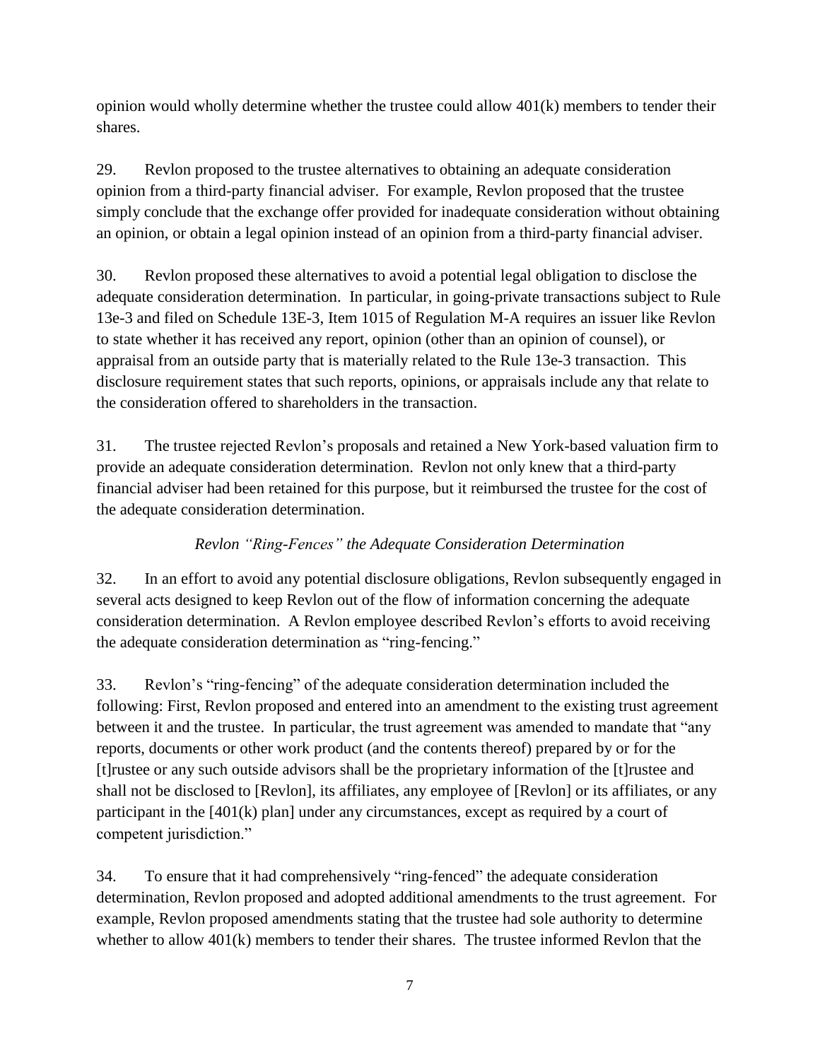opinion would wholly determine whether the trustee could allow 401(k) members to tender their shares.

29. Revlon proposed to the trustee alternatives to obtaining an adequate consideration opinion from a third-party financial adviser. For example, Revlon proposed that the trustee simply conclude that the exchange offer provided for inadequate consideration without obtaining an opinion, or obtain a legal opinion instead of an opinion from a third-party financial adviser.

30. Revlon proposed these alternatives to avoid a potential legal obligation to disclose the adequate consideration determination. In particular, in going-private transactions subject to Rule 13e-3 and filed on Schedule 13E-3, Item 1015 of Regulation M-A requires an issuer like Revlon to state whether it has received any report, opinion (other than an opinion of counsel), or appraisal from an outside party that is materially related to the Rule 13e-3 transaction. This disclosure requirement states that such reports, opinions, or appraisals include any that relate to the consideration offered to shareholders in the transaction.

31. The trustee rejected Revlon's proposals and retained a New York-based valuation firm to provide an adequate consideration determination. Revlon not only knew that a third-party financial adviser had been retained for this purpose, but it reimbursed the trustee for the cost of the adequate consideration determination.

*Revlon "Ring-Fences" the Adequate Consideration Determination*

32. In an effort to avoid any potential disclosure obligations, Revlon subsequently engaged in several acts designed to keep Revlon out of the flow of information concerning the adequate consideration determination. A Revlon employee described Revlon's efforts to avoid receiving the adequate consideration determination as "ring-fencing."

33. Revlon's "ring-fencing" of the adequate consideration determination included the following: First, Revlon proposed and entered into an amendment to the existing trust agreement between it and the trustee. In particular, the trust agreement was amended to mandate that "any reports, documents or other work product (and the contents thereof) prepared by or for the [t]rustee or any such outside advisors shall be the proprietary information of the [t]rustee and shall not be disclosed to [Revlon], its affiliates, any employee of [Revlon] or its affiliates, or any participant in the [401(k) plan] under any circumstances, except as required by a court of competent jurisdiction."

34. To ensure that it had comprehensively "ring-fenced" the adequate consideration determination, Revlon proposed and adopted additional amendments to the trust agreement. For example, Revlon proposed amendments stating that the trustee had sole authority to determine whether to allow 401(k) members to tender their shares. The trustee informed Revlon that the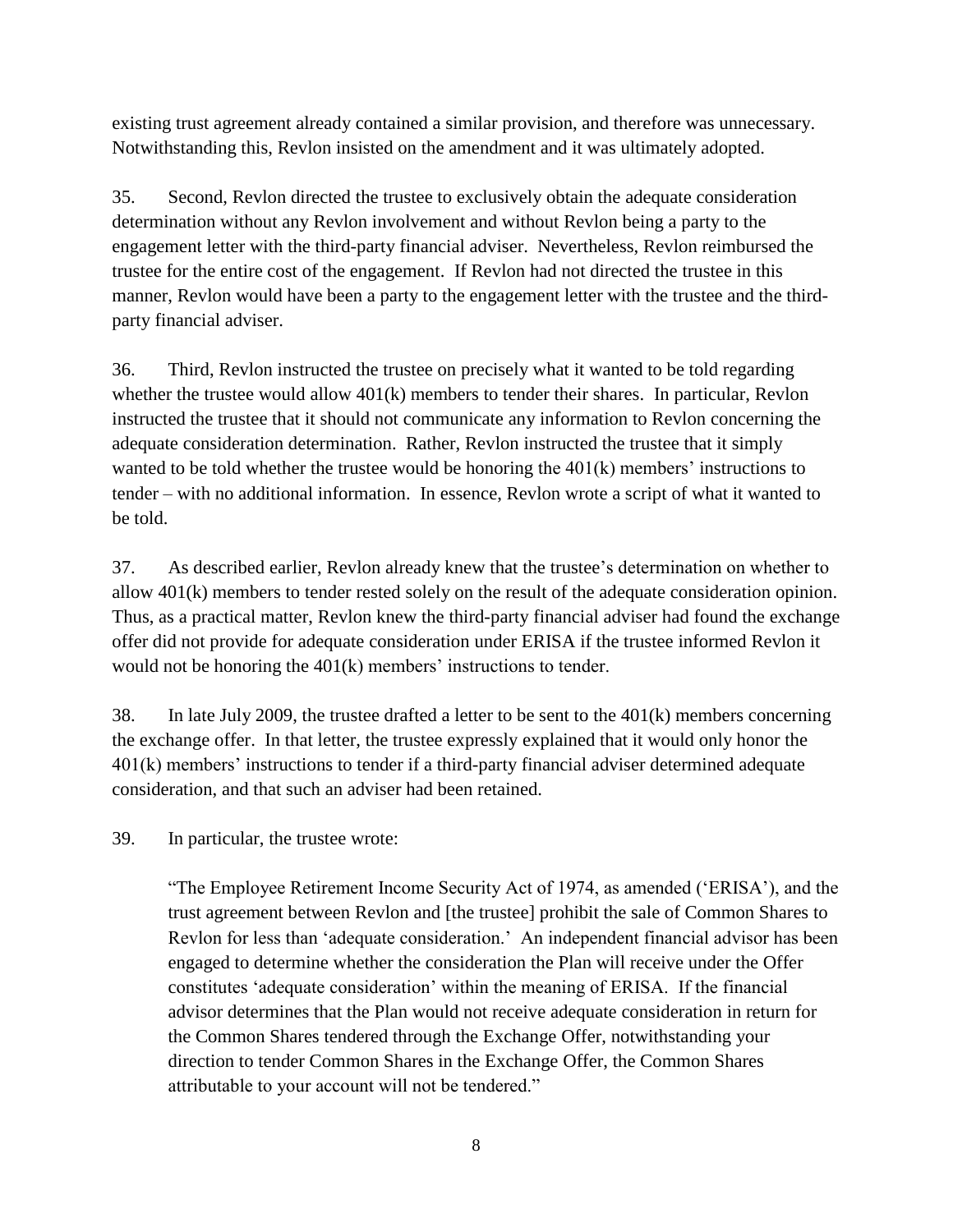existing trust agreement already contained a similar provision, and therefore was unnecessary. Notwithstanding this, Revlon insisted on the amendment and it was ultimately adopted.

35. Second, Revlon directed the trustee to exclusively obtain the adequate consideration determination without any Revlon involvement and without Revlon being a party to the engagement letter with the third-party financial adviser. Nevertheless, Revlon reimbursed the trustee for the entire cost of the engagement. If Revlon had not directed the trustee in this manner, Revlon would have been a party to the engagement letter with the trustee and the third-party financial adviser.

36. Third, Revlon instructed the trustee on precisely what it wanted to be told regarding whether the trustee would allow 401(k) members to tender their shares. In particular, Revlon instructed the trustee that it should not communicate any information to Revlon concerning the adequate consideration determination. Rather, Revlon instructed the trustee that it simply wanted to be told whether the trustee would be honoring the 401(k) members' instructions to tender – with no additional information. In essence, Revlon wrote a script of what it wanted to be told.

37. As described earlier, Revlon already knew that the trustee's determination on whether to allow 401(k) members to tender rested solely on the result of the adequate consideration opinion. Thus, as a practical matter, Revlon knew the third-party financial adviser had found the exchange offer did not provide for adequate consideration under ERISA if the trustee informed Revlon it would not be honoring the 401(k) members' instructions to tender.

38. In late July 2009, the trustee drafted a letter to be sent to the 401(k) members concerning the exchange offer. In that letter, the trustee expressly explained that it would only honor the 401(k) members' instructions to tender if a third-party financial adviser determined adequate consideration, and that such an adviser had been retained.

39. In particular, the trustee wrote:

> "The Employee Retirement Income Security Act of 1974, as amended ('ERISA'), and the trust agreement between Revlon and [the trustee] prohibit the sale of Common Shares to Revlon for less than 'adequate consideration.' An independent financial advisor has been engaged to determine whether the consideration the Plan will receive under the Offer constitutes 'adequate consideration' within the meaning of ERISA. If the financial advisor determines that the Plan would not receive adequate consideration in return for the Common Shares tendered through the Exchange Offer, notwithstanding your direction to tender Common Shares in the Exchange Offer, the Common Shares attributable to your account will not be tendered."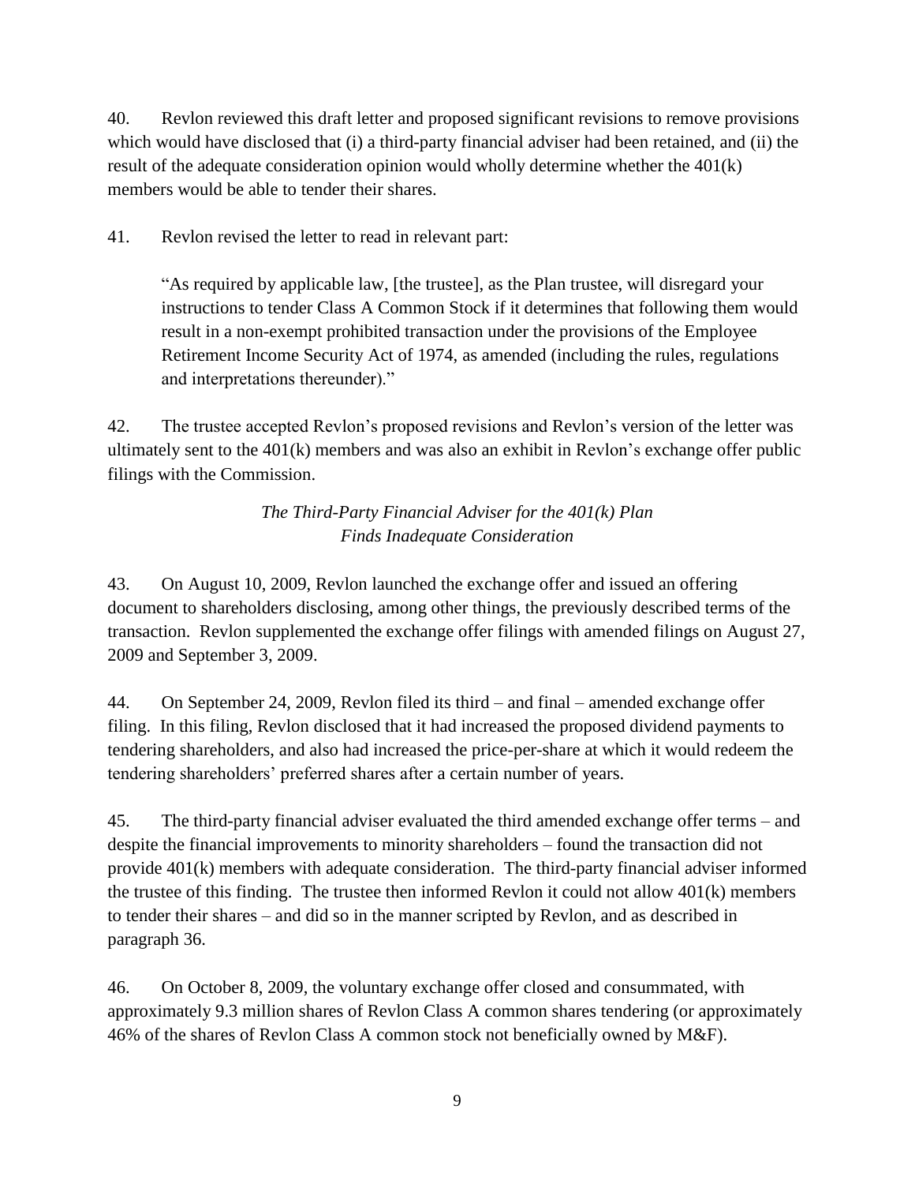40. Revlon reviewed this draft letter and proposed significant revisions to remove provisions which would have disclosed that (i) a third-party financial adviser had been retained, and (ii) the result of the adequate consideration opinion would wholly determine whether the 401(k) members would be able to tender their shares.

41. Revlon revised the letter to read in relevant part:

> "As required by applicable law, [the trustee], as the Plan trustee, will disregard your instructions to tender Class A Common Stock if it determines that following them would result in a non-exempt prohibited transaction under the provisions of the Employee Retirement Income Security Act of 1974, as amended (including the rules, regulations and interpretations thereunder)."

42. The trustee accepted Revlon's proposed revisions and Revlon's version of the letter was ultimately sent to the 401(k) members and was also an exhibit in Revlon's exchange offer public filings with the Commission.

### *The Third-Party Financial Adviser for the 401(k) Plan Finds Inadequate Consideration*

43. On August 10, 2009, Revlon launched the exchange offer and issued an offering document to shareholders disclosing, among other things, the previously described terms of the transaction. Revlon supplemented the exchange offer filings with amended filings on August 27, 2009 and September 3, 2009.

44. On September 24, 2009, Revlon filed its third – and final – amended exchange offer filing. In this filing, Revlon disclosed that it had increased the proposed dividend payments to tendering shareholders, and also had increased the price-per-share at which it would redeem the tendering shareholders' preferred shares after a certain number of years.

45. The third-party financial adviser evaluated the third amended exchange offer terms – and despite the financial improvements to minority shareholders – found the transaction did not provide 401(k) members with adequate consideration. The third-party financial adviser informed the trustee of this finding. The trustee then informed Revlon it could not allow 401(k) members to tender their shares – and did so in the manner scripted by Revlon, and as described in paragraph 36.

46. On October 8, 2009, the voluntary exchange offer closed and consummated, with approximately 9.3 million shares of Revlon Class A common shares tendering (or approximately 46% of the shares of Revlon Class A common stock not beneficially owned by M&F).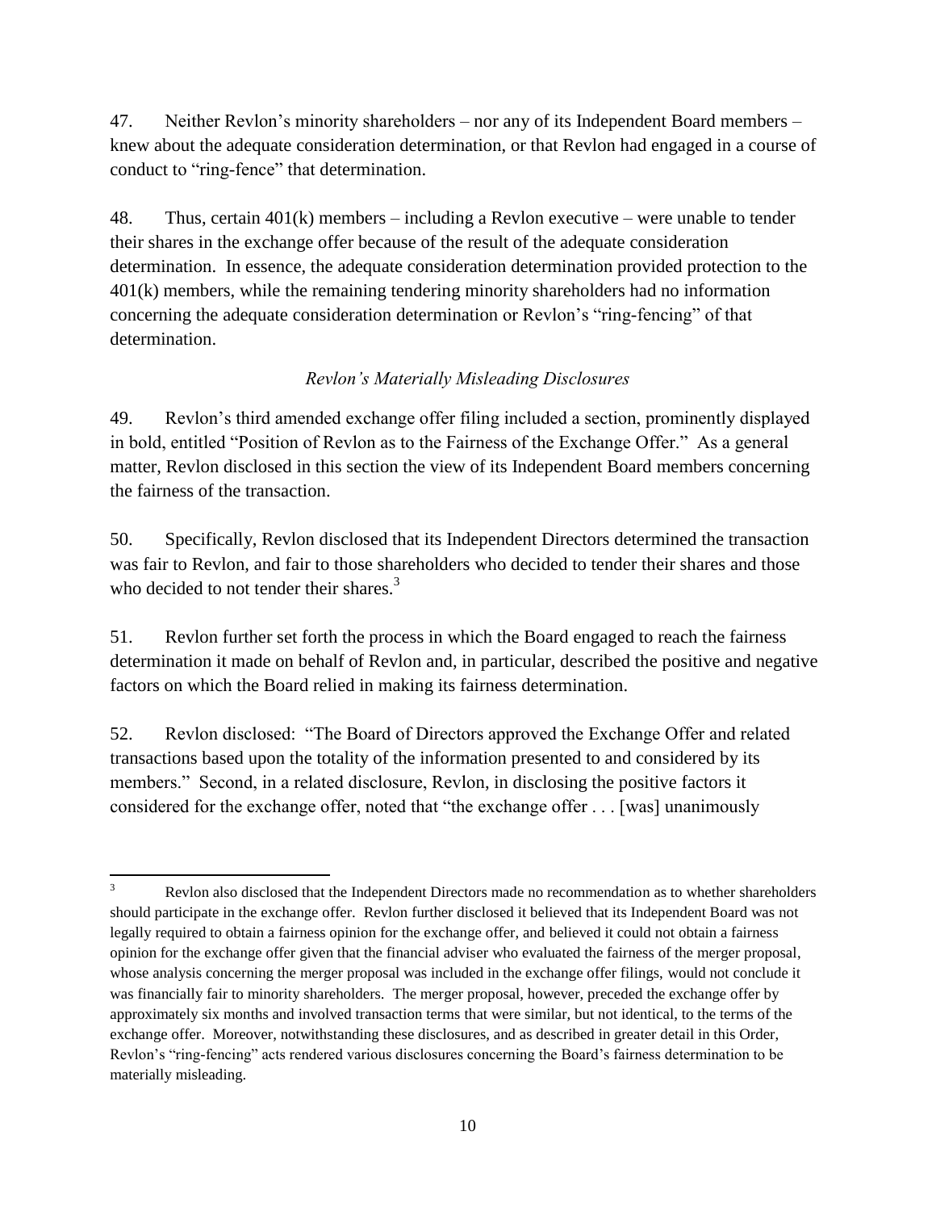47. Neither Revlon's minority shareholders – nor any of its Independent Board members – knew about the adequate consideration determination, or that Revlon had engaged in a course of conduct to "ring-fence" that determination.

48. Thus, certain 401(k) members – including a Revlon executive – were unable to tender their shares in the exchange offer because of the result of the adequate consideration determination. In essence, the adequate consideration determination provided protection to the 401(k) members, while the remaining tendering minority shareholders had no information concerning the adequate consideration determination or Revlon's "ring-fencing" of that determination.

*Revlon's Materially Misleading Disclosures*

49. Revlon's third amended exchange offer filing included a section, prominently displayed in bold, entitled "Position of Revlon as to the Fairness of the Exchange Offer." As a general matter, Revlon disclosed in this section the view of its Independent Board members concerning the fairness of the transaction.

50. Specifically, Revlon disclosed that its Independent Directors determined the transaction was fair to Revlon, and fair to those shareholders who decided to tender their shares and those who decided to not tender their shares.[3]

51. Revlon further set forth the process in which the Board engaged to reach the fairness determination it made on behalf of Revlon and, in particular, described the positive and negative factors on which the Board relied in making its fairness determination.

52. Revlon disclosed: "The Board of Directors approved the Exchange Offer and related transactions based upon the totality of the information presented to and considered by its members." Second, in a related disclosure, Revlon, in disclosing the positive factors it considered for the exchange offer, noted that "the exchange offer . . . [was] unanimously

---

[3] Revlon also disclosed that the Independent Directors made no recommendation as to whether shareholders should participate in the exchange offer. Revlon further disclosed it believed that its Independent Board was not legally required to obtain a fairness opinion for the exchange offer, and believed it could not obtain a fairness opinion for the exchange offer given that the financial adviser who evaluated the fairness of the merger proposal, whose analysis concerning the merger proposal was included in the exchange offer filings, would not conclude it was financially fair to minority shareholders. The merger proposal, however, preceded the exchange offer by approximately six months and involved transaction terms that were similar, but not identical, to the terms of the exchange offer. Moreover, notwithstanding these disclosures, and as described in greater detail in this Order, Revlon's "ring-fencing" acts rendered various disclosures concerning the Board's fairness determination to be materially misleading.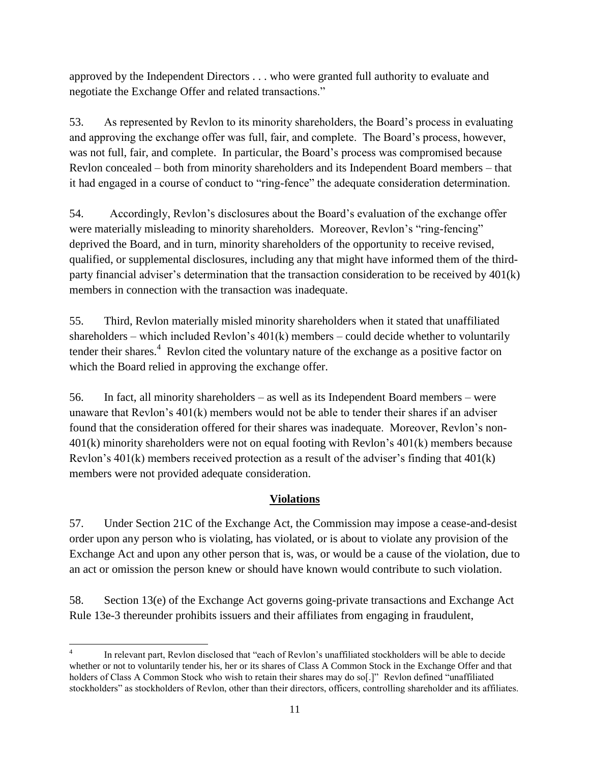approved by the Independent Directors . . . who were granted full authority to evaluate and negotiate the Exchange Offer and related transactions."

53. As represented by Revlon to its minority shareholders, the Board's process in evaluating and approving the exchange offer was full, fair, and complete. The Board's process, however, was not full, fair, and complete. In particular, the Board's process was compromised because Revlon concealed – both from minority shareholders and its Independent Board members – that it had engaged in a course of conduct to "ring-fence" the adequate consideration determination.

54. Accordingly, Revlon's disclosures about the Board's evaluation of the exchange offer were materially misleading to minority shareholders. Moreover, Revlon's "ring-fencing" deprived the Board, and in turn, minority shareholders of the opportunity to receive revised, qualified, or supplemental disclosures, including any that might have informed them of the third-party financial adviser's determination that the transaction consideration to be received by 401(k) members in connection with the transaction was inadequate.

55. Third, Revlon materially misled minority shareholders when it stated that unaffiliated shareholders – which included Revlon's 401(k) members – could decide whether to voluntarily tender their shares.[4] Revlon cited the voluntary nature of the exchange as a positive factor on which the Board relied in approving the exchange offer.

56. In fact, all minority shareholders – as well as its Independent Board members – were unaware that Revlon's 401(k) members would not be able to tender their shares if an adviser found that the consideration offered for their shares was inadequate. Moreover, Revlon's non-401(k) minority shareholders were not on equal footing with Revlon's 401(k) members because Revlon's 401(k) members received protection as a result of the adviser's finding that 401(k) members were not provided adequate consideration.

## Violations

57. Under Section 21C of the Exchange Act, the Commission may impose a cease-and-desist order upon any person who is violating, has violated, or is about to violate any provision of the Exchange Act and upon any other person that is, was, or would be a cause of the violation, due to an act or omission the person knew or should have known would contribute to such violation.

58. Section 13(e) of the Exchange Act governs going-private transactions and Exchange Act Rule 13e-3 thereunder prohibits issuers and their affiliates from engaging in fraudulent,

---

[4] In relevant part, Revlon disclosed that "each of Revlon's unaffiliated stockholders will be able to decide whether or not to voluntarily tender his, her or its shares of Class A Common Stock in the Exchange Offer and that holders of Class A Common Stock who wish to retain their shares may do so[.]" Revlon defined "unaffiliated stockholders" as stockholders of Revlon, other than their directors, officers, controlling shareholder and its affiliates.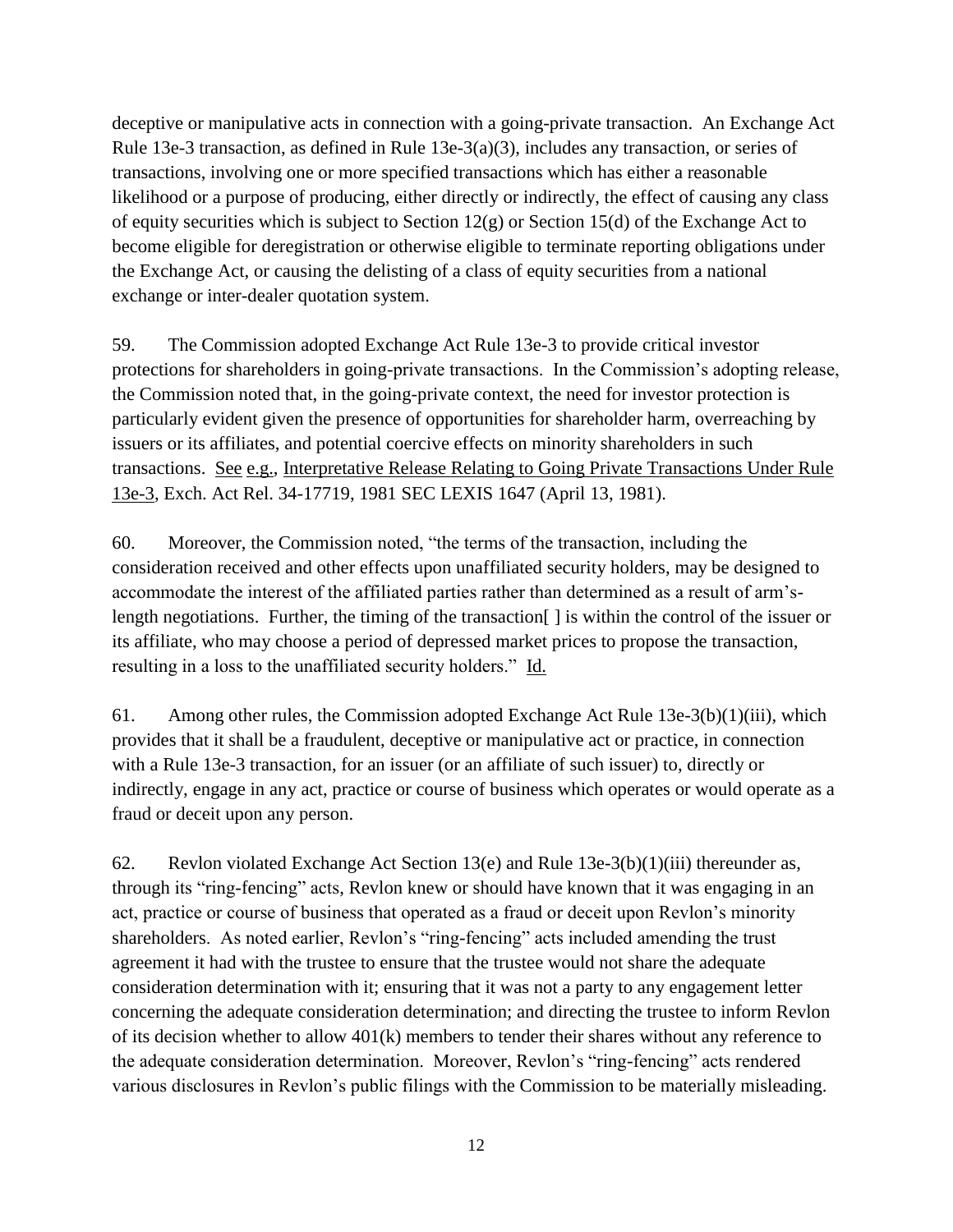deceptive or manipulative acts in connection with a going-private transaction. An Exchange Act Rule 13e-3 transaction, as defined in Rule 13e-3(a)(3), includes any transaction, or series of transactions, involving one or more specified transactions which has either a reasonable likelihood or a purpose of producing, either directly or indirectly, the effect of causing any class of equity securities which is subject to Section 12(g) or Section 15(d) of the Exchange Act to become eligible for deregistration or otherwise eligible to terminate reporting obligations under the Exchange Act, or causing the delisting of a class of equity securities from a national exchange or inter-dealer quotation system.

59. The Commission adopted Exchange Act Rule 13e-3 to provide critical investor protections for shareholders in going-private transactions. In the Commission's adopting release, the Commission noted that, in the going-private context, the need for investor protection is particularly evident given the presence of opportunities for shareholder harm, overreaching by issuers or its affiliates, and potential coercive effects on minority shareholders in such transactions. See e.g., Interpretative Release Relating to Going Private Transactions Under Rule 13e-3, Exch. Act Rel. 34-17719, 1981 SEC LEXIS 1647 (April 13, 1981).

60. Moreover, the Commission noted, "the terms of the transaction, including the consideration received and other effects upon unaffiliated security holders, may be designed to accommodate the interest of the affiliated parties rather than determined as a result of arm's-length negotiations. Further, the timing of the transaction[ ] is within the control of the issuer or its affiliate, who may choose a period of depressed market prices to propose the transaction, resulting in a loss to the unaffiliated security holders." Id.

61. Among other rules, the Commission adopted Exchange Act Rule 13e-3(b)(1)(iii), which provides that it shall be a fraudulent, deceptive or manipulative act or practice, in connection with a Rule 13e-3 transaction, for an issuer (or an affiliate of such issuer) to, directly or indirectly, engage in any act, practice or course of business which operates or would operate as a fraud or deceit upon any person.

62. Revlon violated Exchange Act Section 13(e) and Rule 13e-3(b)(1)(iii) thereunder as, through its "ring-fencing" acts, Revlon knew or should have known that it was engaging in an act, practice or course of business that operated as a fraud or deceit upon Revlon's minority shareholders. As noted earlier, Revlon's "ring-fencing" acts included amending the trust agreement it had with the trustee to ensure that the trustee would not share the adequate consideration determination with it; ensuring that it was not a party to any engagement letter concerning the adequate consideration determination; and directing the trustee to inform Revlon of its decision whether to allow 401(k) members to tender their shares without any reference to the adequate consideration determination. Moreover, Revlon's "ring-fencing" acts rendered various disclosures in Revlon's public filings with the Commission to be materially misleading.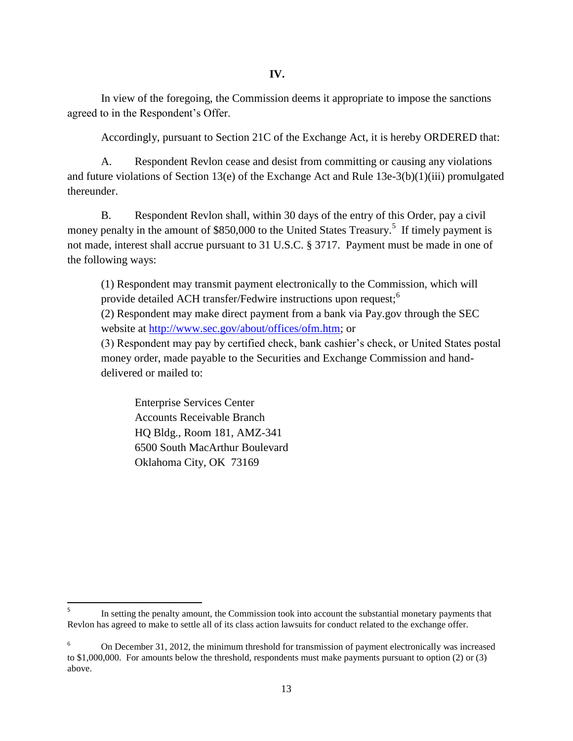## IV.

In view of the foregoing, the Commission deems it appropriate to impose the sanctions agreed to in the Respondent's Offer.

Accordingly, pursuant to Section 21C of the Exchange Act, it is hereby ORDERED that:

A. Respondent Revlon cease and desist from committing or causing any violations and future violations of Section 13(e) of the Exchange Act and Rule 13e-3(b)(1)(iii) promulgated thereunder.

B. Respondent Revlon shall, within 30 days of the entry of this Order, pay a civil money penalty in the amount of $850,000 to the United States Treasury.[5] If timely payment is not made, interest shall accrue pursuant to 31 U.S.C. § 3717. Payment must be made in one of the following ways:

> (1) Respondent may transmit payment electronically to the Commission, which will provide detailed ACH transfer/Fedwire instructions upon request;[6]
> (2) Respondent may make direct payment from a bank via Pay.gov through the SEC website at http://www.sec.gov/about/offices/ofm.htm; or
> (3) Respondent may pay by certified check, bank cashier's check, or United States postal money order, made payable to the Securities and Exchange Commission and hand-delivered or mailed to:
>
> Enterprise Services Center
> Accounts Receivable Branch
> HQ Bldg., Room 181, AMZ-341
> 6500 South MacArthur Boulevard
> Oklahoma City, OK 73169

---

[5] In setting the penalty amount, the Commission took into account the substantial monetary payments that Revlon has agreed to make to settle all of its class action lawsuits for conduct related to the exchange offer.

[6] On December 31, 2012, the minimum threshold for transmission of payment electronically was increased to $1,000,000. For amounts below the threshold, respondents must make payments pursuant to option (2) or (3) above.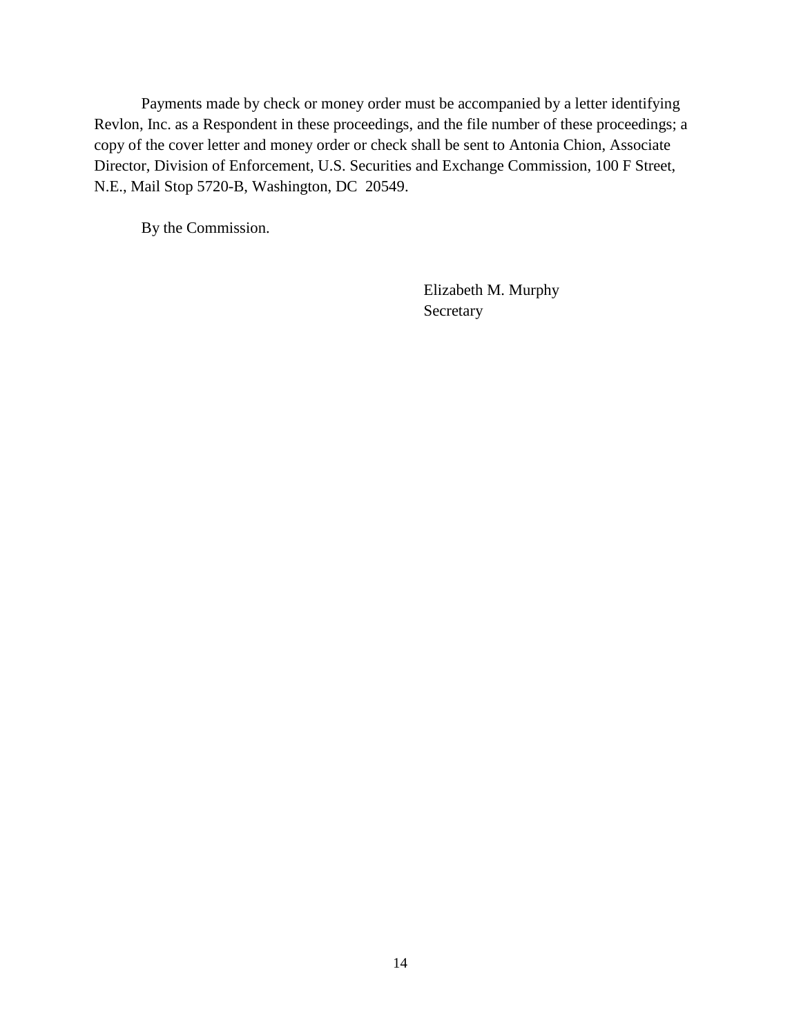Payments made by check or money order must be accompanied by a letter identifying Revlon, Inc. as a Respondent in these proceedings, and the file number of these proceedings; a copy of the cover letter and money order or check shall be sent to Antonia Chion, Associate Director, Division of Enforcement, U.S. Securities and Exchange Commission, 100 F Street, N.E., Mail Stop 5720-B, Washington, DC 20549.

By the Commission.

Elizabeth M. Murphy
Secretary